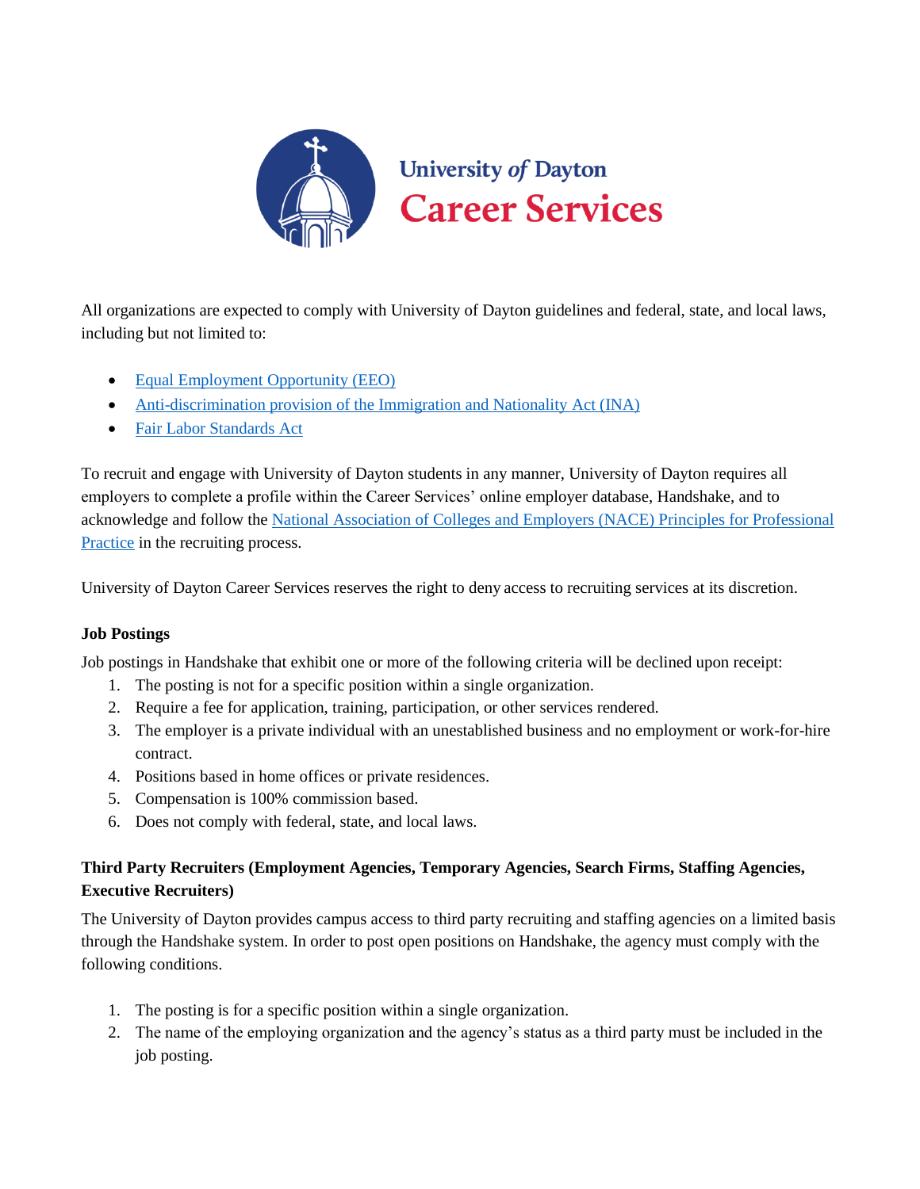# University of Dayton Career Services

All organizations are expected to comply with University of Dayton guidelines and federal, state, and local laws, including but not limited to:

- Equal Employment Opportunity (EEO)
- Anti-discrimination provision of the Immigration and Nationality Act (INA)
- Fair Labor Standards Act

To recruit and engage with University of Dayton students in any manner, University of Dayton requires all employers to complete a profile within the Career Services' online employer database, Handshake, and to acknowledge and follow the National Association of Colleges and Employers (NACE) Principles for Professional Practice in the recruiting process.

University of Dayton Career Services reserves the right to deny access to recruiting services at its discretion.

**Job Postings**

Job postings in Handshake that exhibit one or more of the following criteria will be declined upon receipt:

1. The posting is not for a specific position within a single organization.
2. Require a fee for application, training, participation, or other services rendered.
3. The employer is a private individual with an unestablished business and no employment or work-for-hire contract.
4. Positions based in home offices or private residences.
5. Compensation is 100% commission based.
6. Does not comply with federal, state, and local laws.

**Third Party Recruiters (Employment Agencies, Temporary Agencies, Search Firms, Staffing Agencies, Executive Recruiters)**

The University of Dayton provides campus access to third party recruiting and staffing agencies on a limited basis through the Handshake system. In order to post open positions on Handshake, the agency must comply with the following conditions.

1. The posting is for a specific position within a single organization.
2. The name of the employing organization and the agency's status as a third party must be included in the job posting.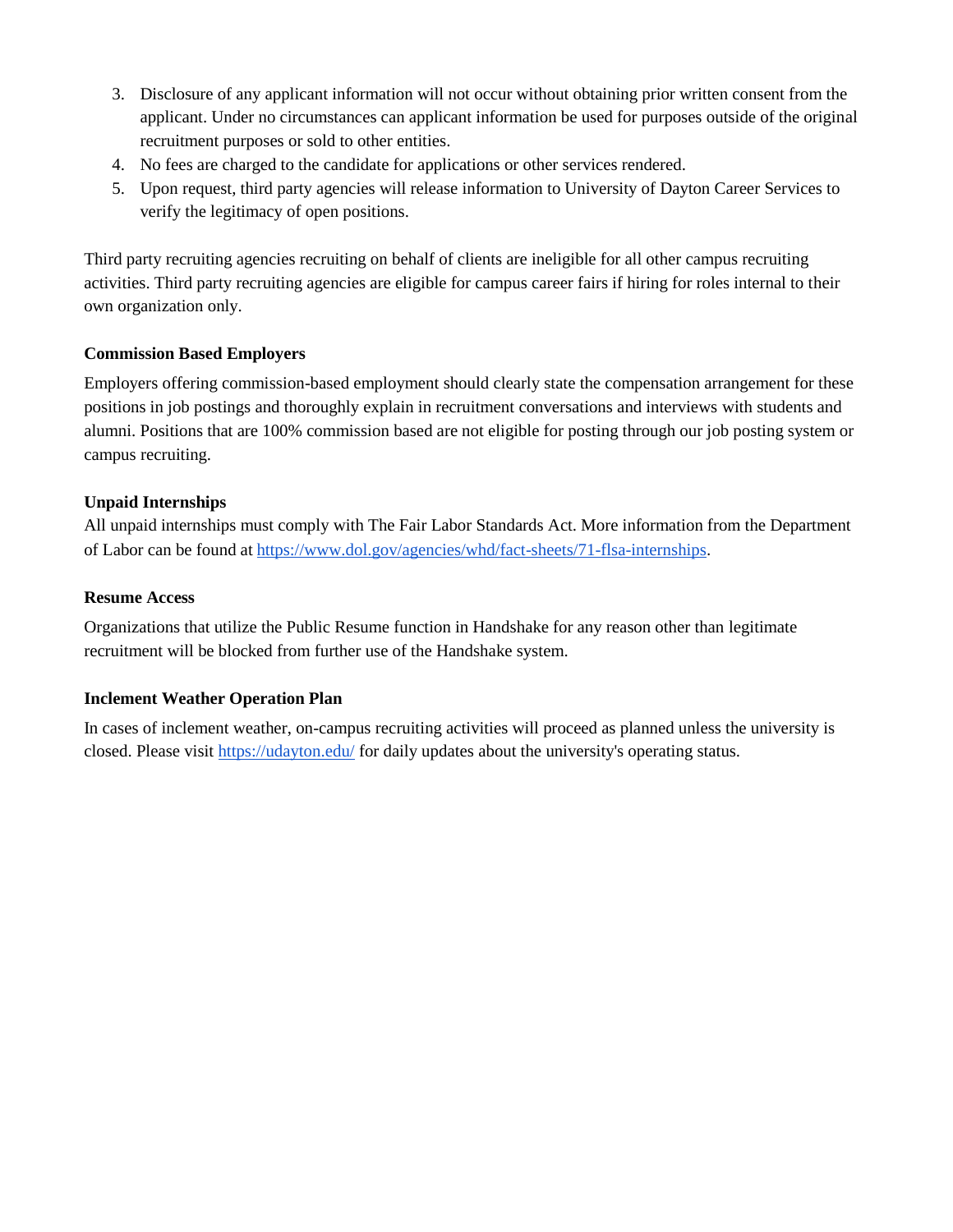3. Disclosure of any applicant information will not occur without obtaining prior written consent from the applicant. Under no circumstances can applicant information be used for purposes outside of the original recruitment purposes or sold to other entities.
4. No fees are charged to the candidate for applications or other services rendered.
5. Upon request, third party agencies will release information to University of Dayton Career Services to verify the legitimacy of open positions.

Third party recruiting agencies recruiting on behalf of clients are ineligible for all other campus recruiting activities. Third party recruiting agencies are eligible for campus career fairs if hiring for roles internal to their own organization only.

**Commission Based Employers**

Employers offering commission-based employment should clearly state the compensation arrangement for these positions in job postings and thoroughly explain in recruitment conversations and interviews with students and alumni. Positions that are 100% commission based are not eligible for posting through our job posting system or campus recruiting.

**Unpaid Internships**

All unpaid internships must comply with The Fair Labor Standards Act. More information from the Department of Labor can be found at [https://www.dol.gov/agencies/whd/fact-sheets/71-flsa-internships](https://www.dol.gov/agencies/whd/fact-sheets/71-flsa-internships).

**Resume Access**

Organizations that utilize the Public Resume function in Handshake for any reason other than legitimate recruitment will be blocked from further use of the Handshake system.

**Inclement Weather Operation Plan**

In cases of inclement weather, on-campus recruiting activities will proceed as planned unless the university is closed. Please visit [https://udayton.edu/](https://udayton.edu/) for daily updates about the university's operating status.